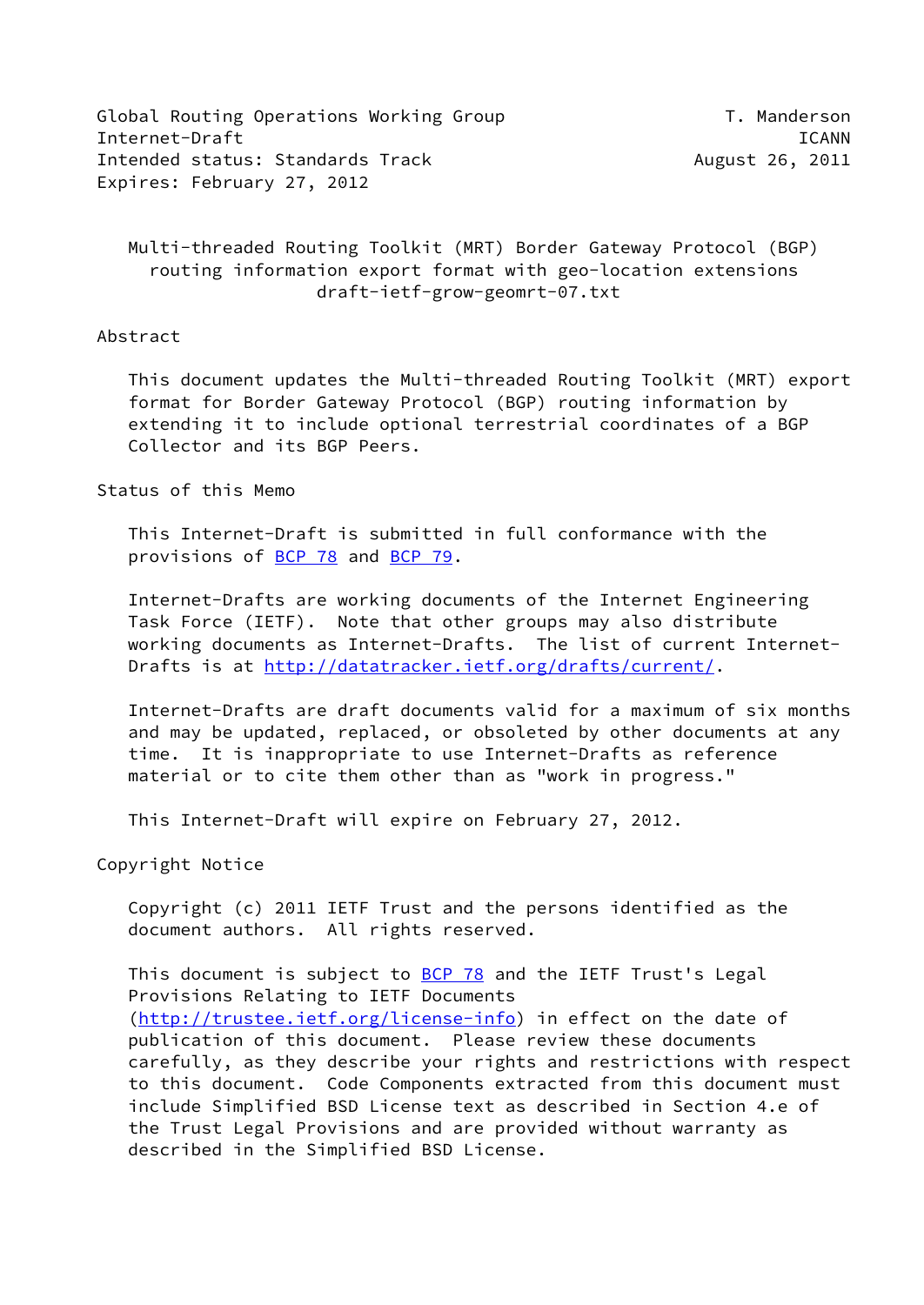Global Routing Operations Working Group T. Manderson
Internet-Draft ICANN
Intended status: Standards Track August 26, 2011
Expires: February 27, 2012

# Multi-threaded Routing Toolkit (MRT) Border Gateway Protocol (BGP) routing information export format with geo-location extensions
draft-ietf-grow-geomrt-07.txt

## Abstract

This document updates the Multi-threaded Routing Toolkit (MRT) export format for Border Gateway Protocol (BGP) routing information by extending it to include optional terrestrial coordinates of a BGP Collector and its BGP Peers.

## Status of this Memo

This Internet-Draft is submitted in full conformance with the provisions of BCP 78 and BCP 79.

Internet-Drafts are working documents of the Internet Engineering Task Force (IETF). Note that other groups may also distribute working documents as Internet-Drafts. The list of current Internet-Drafts is at http://datatracker.ietf.org/drafts/current/.

Internet-Drafts are draft documents valid for a maximum of six months and may be updated, replaced, or obsoleted by other documents at any time. It is inappropriate to use Internet-Drafts as reference material or to cite them other than as "work in progress."

This Internet-Draft will expire on February 27, 2012.

## Copyright Notice

Copyright (c) 2011 IETF Trust and the persons identified as the document authors. All rights reserved.

This document is subject to BCP 78 and the IETF Trust's Legal Provisions Relating to IETF Documents (http://trustee.ietf.org/license-info) in effect on the date of publication of this document. Please review these documents carefully, as they describe your rights and restrictions with respect to this document. Code Components extracted from this document must include Simplified BSD License text as described in Section 4.e of the Trust Legal Provisions and are provided without warranty as described in the Simplified BSD License.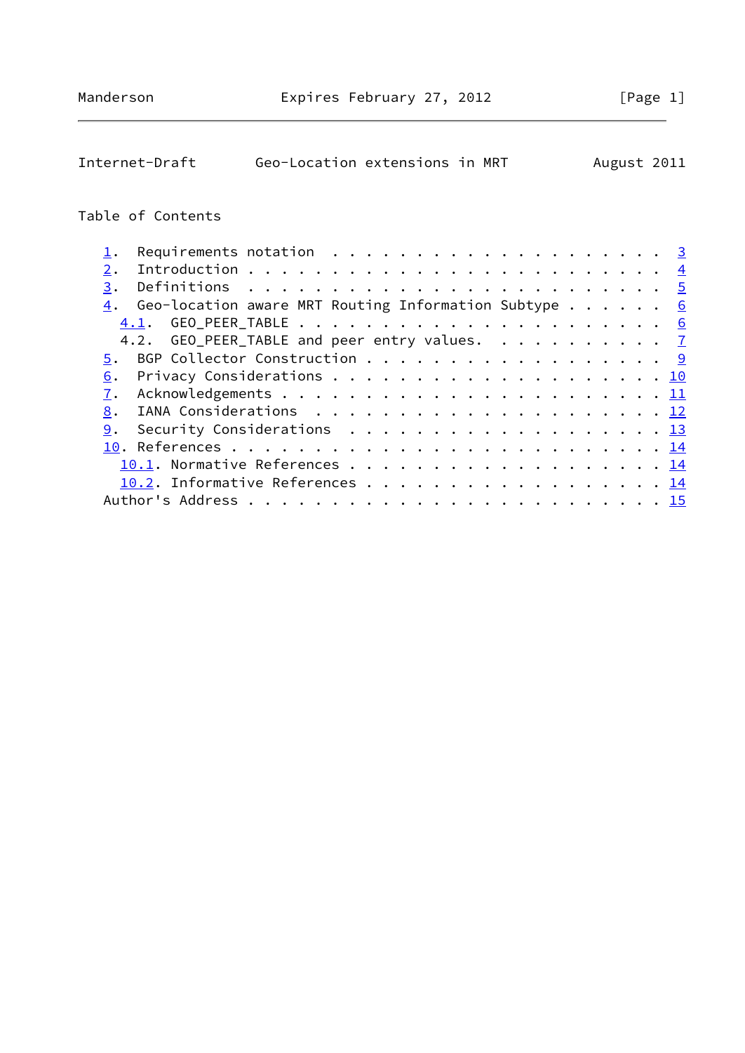Table of Contents

1. Requirements notation . . . . . . . . . . . . . . . . . . . . . 3
2. Introduction . . . . . . . . . . . . . . . . . . . . . . . . . 4
3. Definitions . . . . . . . . . . . . . . . . . . . . . . . . . 5
4. Geo-location aware MRT Routing Information Subtype . . . . . . 6
   4.1. GEO_PEER_TABLE . . . . . . . . . . . . . . . . . . . . . 6
   4.2. GEO_PEER_TABLE and peer entry values. . . . . . . . . . . 7
5. BGP Collector Construction . . . . . . . . . . . . . . . . . . 9
6. Privacy Considerations . . . . . . . . . . . . . . . . . . . . 10
7. Acknowledgements . . . . . . . . . . . . . . . . . . . . . . . 11
8. IANA Considerations . . . . . . . . . . . . . . . . . . . . . 12
9. Security Considerations . . . . . . . . . . . . . . . . . . . 13
10. References . . . . . . . . . . . . . . . . . . . . . . . . . . 14
   10.1. Normative References . . . . . . . . . . . . . . . . . . 14
   10.2. Informative References . . . . . . . . . . . . . . . . . 14
Author's Address . . . . . . . . . . . . . . . . . . . . . . . . 15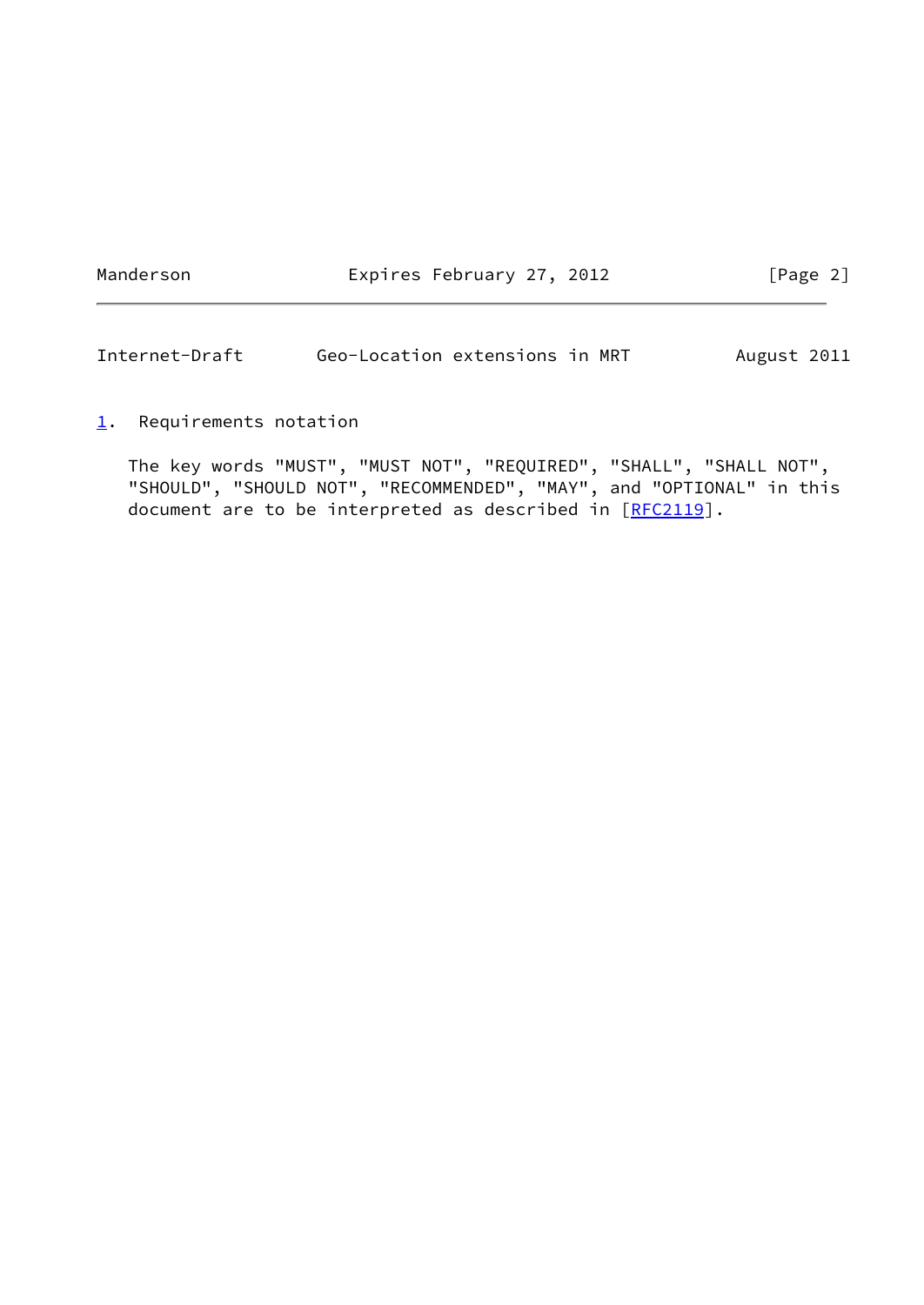## 1. Requirements notation

The key words "MUST", "MUST NOT", "REQUIRED", "SHALL", "SHALL NOT", "SHOULD", "SHOULD NOT", "RECOMMENDED", "MAY", and "OPTIONAL" in this document are to be interpreted as described in [RFC2119].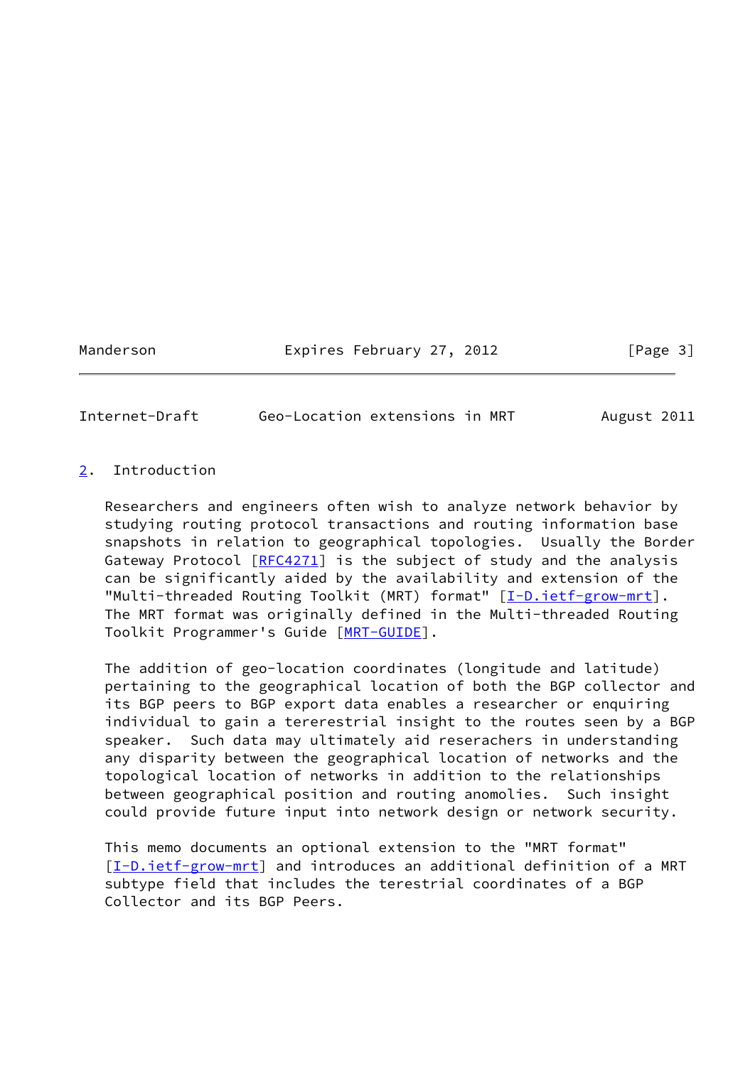## 2. Introduction

Researchers and engineers often wish to analyze network behavior by studying routing protocol transactions and routing information base snapshots in relation to geographical topologies. Usually the Border Gateway Protocol [RFC4271] is the subject of study and the analysis can be significantly aided by the availability and extension of the "Multi-threaded Routing Toolkit (MRT) format" [I-D.ietf-grow-mrt]. The MRT format was originally defined in the Multi-threaded Routing Toolkit Programmer's Guide [MRT-GUIDE].

The addition of geo-location coordinates (longitude and latitude) pertaining to the geographical location of both the BGP collector and its BGP peers to BGP export data enables a researcher or enquiring individual to gain a tererestrial insight to the routes seen by a BGP speaker. Such data may ultimately aid reserachers in understanding any disparity between the geographical location of networks and the topological location of networks in addition to the relationships between geographical position and routing anomolies. Such insight could provide future input into network design or network security.

This memo documents an optional extension to the "MRT format" [I-D.ietf-grow-mrt] and introduces an additional definition of a MRT subtype field that includes the terestrial coordinates of a BGP Collector and its BGP Peers.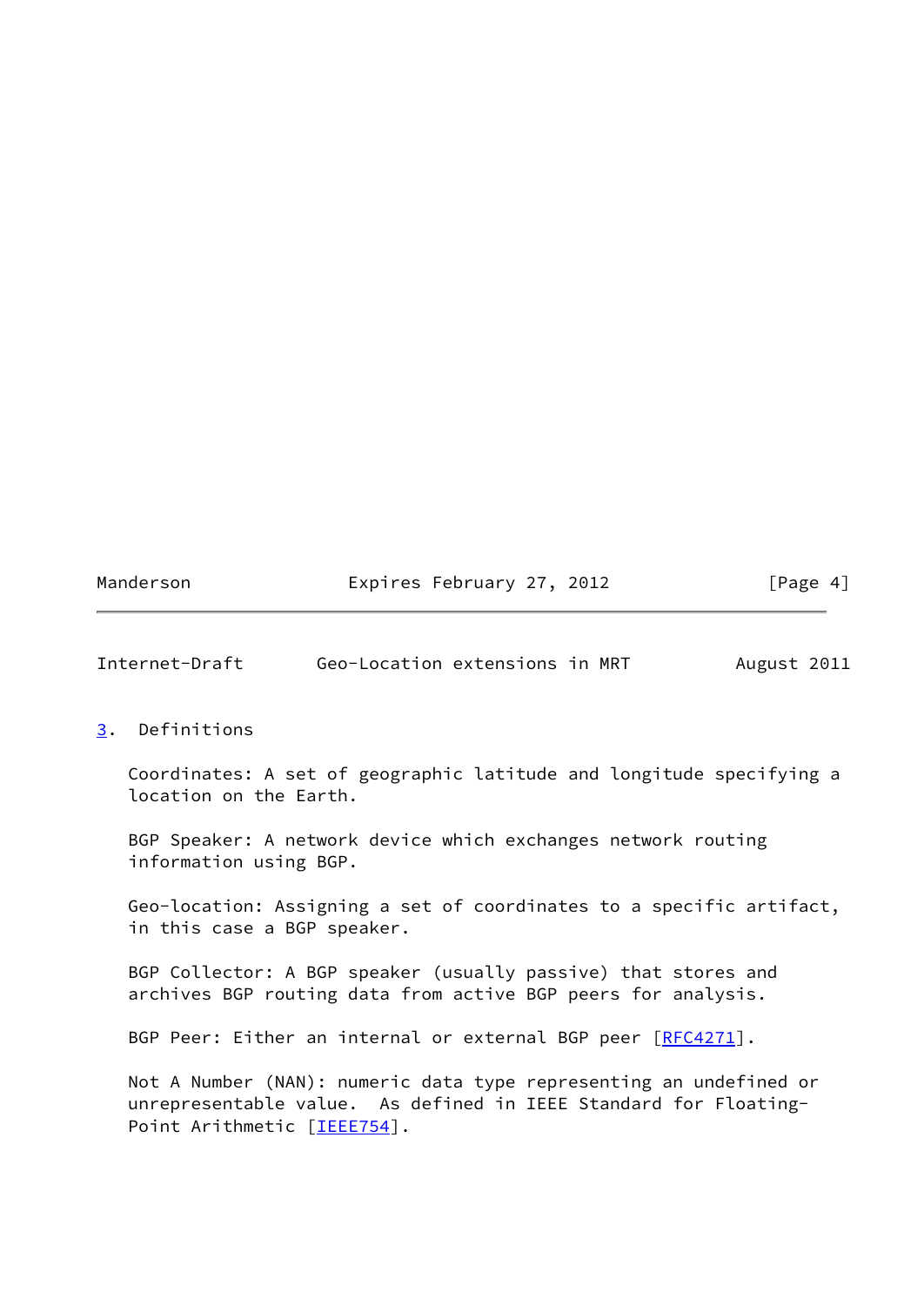## 3. Definitions

Coordinates: A set of geographic latitude and longitude specifying a location on the Earth.

BGP Speaker: A network device which exchanges network routing information using BGP.

Geo-location: Assigning a set of coordinates to a specific artifact, in this case a BGP speaker.

BGP Collector: A BGP speaker (usually passive) that stores and archives BGP routing data from active BGP peers for analysis.

BGP Peer: Either an internal or external BGP peer [RFC4271].

Not A Number (NAN): numeric data type representing an undefined or unrepresentable value. As defined in IEEE Standard for Floating-Point Arithmetic [IEEE754].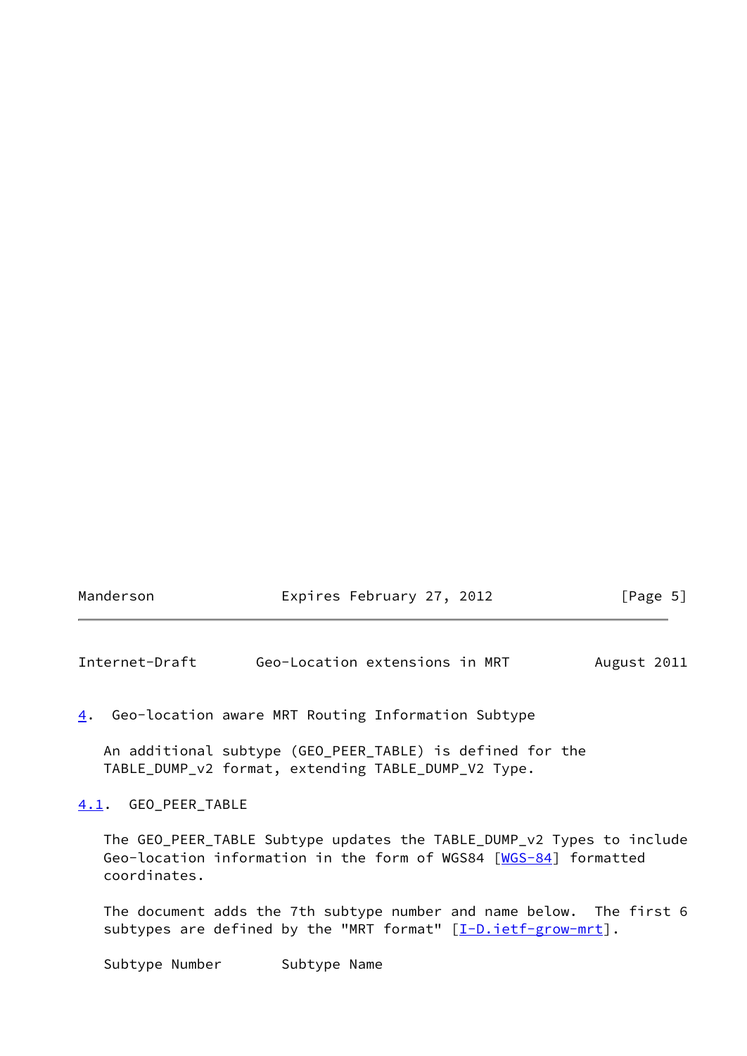## 4. Geo-location aware MRT Routing Information Subtype

An additional subtype (GEO_PEER_TABLE) is defined for the TABLE_DUMP_v2 format, extending TABLE_DUMP_V2 Type.

### 4.1. GEO_PEER_TABLE

The GEO_PEER_TABLE Subtype updates the TABLE_DUMP_v2 Types to include Geo-location information in the form of WGS84 [WGS-84] formatted coordinates.

The document adds the 7th subtype number and name below. The first 6 subtypes are defined by the "MRT format" [I-D.ietf-grow-mrt].

Subtype Number Subtype Name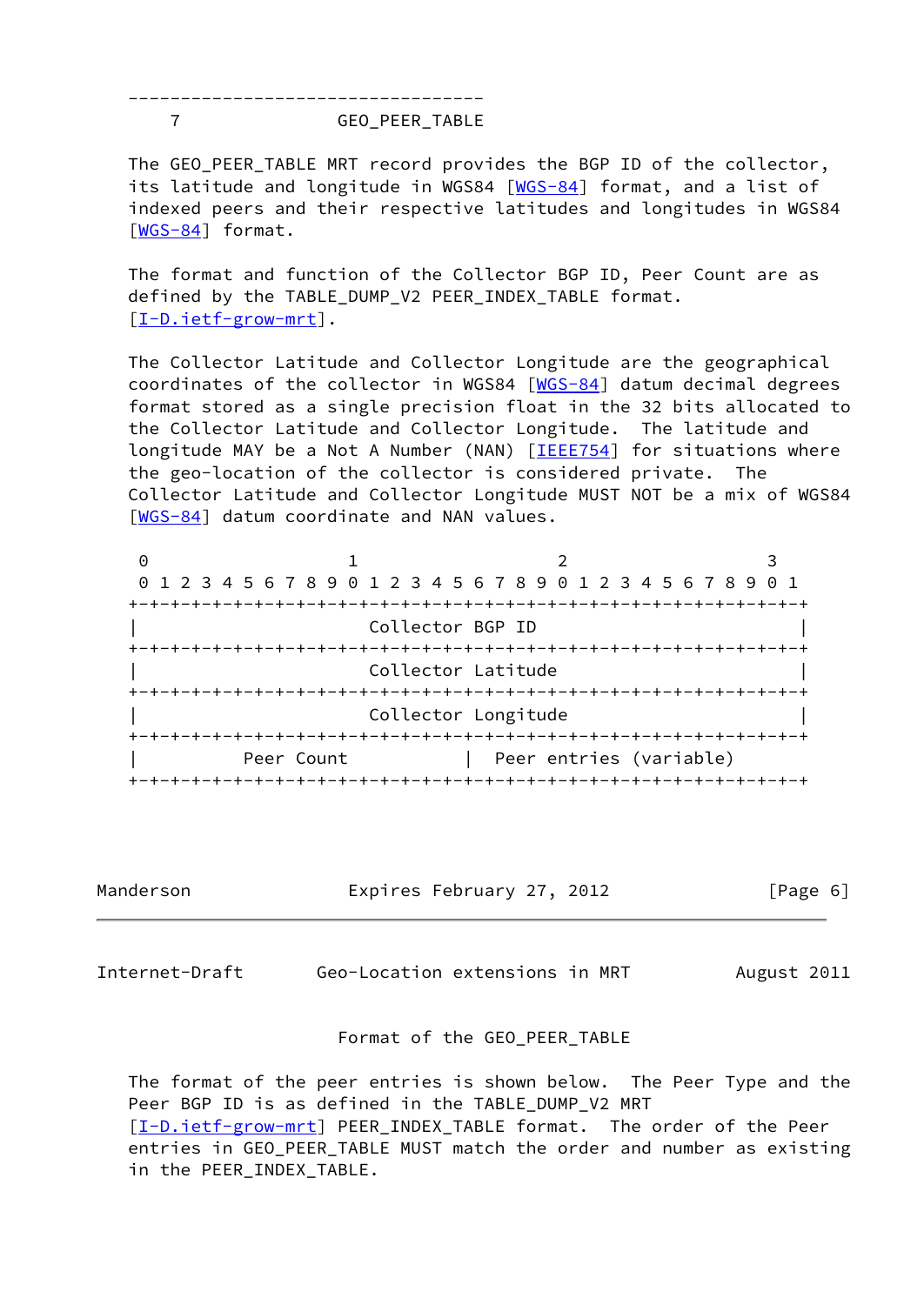```
    ----------------------------------
       7               GEO_PEER_TABLE
```

The GEO_PEER_TABLE MRT record provides the BGP ID of the collector, its latitude and longitude in WGS84 [WGS-84] format, and a list of indexed peers and their respective latitudes and longitudes in WGS84 [WGS-84] format.

The format and function of the Collector BGP ID, Peer Count are as defined by the TABLE_DUMP_V2 PEER_INDEX_TABLE format. [I-D.ietf-grow-mrt].

The Collector Latitude and Collector Longitude are the geographical coordinates of the collector in WGS84 [WGS-84] datum decimal degrees format stored as a single precision float in the 32 bits allocated to the Collector Latitude and Collector Longitude. The latitude and longitude MAY be a Not A Number (NAN) [IEEE754] for situations where the geo-location of the collector is considered private. The Collector Latitude and Collector Longitude MUST NOT be a mix of WGS84 [WGS-84] datum coordinate and NAN values.

```
 0                   1                   2                   3
 0 1 2 3 4 5 6 7 8 9 0 1 2 3 4 5 6 7 8 9 0 1 2 3 4 5 6 7 8 9 0 1
+-+-+-+-+-+-+-+-+-+-+-+-+-+-+-+-+-+-+-+-+-+-+-+-+-+-+-+-+-+-+-+-+
|                      Collector BGP ID                         |
+-+-+-+-+-+-+-+-+-+-+-+-+-+-+-+-+-+-+-+-+-+-+-+-+-+-+-+-+-+-+-+-+
|                      Collector Latitude                       |
+-+-+-+-+-+-+-+-+-+-+-+-+-+-+-+-+-+-+-+-+-+-+-+-+-+-+-+-+-+-+-+-+
|                      Collector Longitude                      |
+-+-+-+-+-+-+-+-+-+-+-+-+-+-+-+-+-+-+-+-+-+-+-+-+-+-+-+-+-+-+-+-+
|          Peer Count           |  Peer entries (variable)
+-+-+-+-+-+-+-+-+-+-+-+-+-+-+-+-+-+-+-+-+-+-+-+-+-+-+-+-+-+-+-+-+
```

Format of the GEO_PEER_TABLE

The format of the peer entries is shown below. The Peer Type and the Peer BGP ID is as defined in the TABLE_DUMP_V2 MRT [I-D.ietf-grow-mrt] PEER_INDEX_TABLE format. The order of the Peer entries in GEO_PEER_TABLE MUST match the order and number as existing in the PEER_INDEX_TABLE.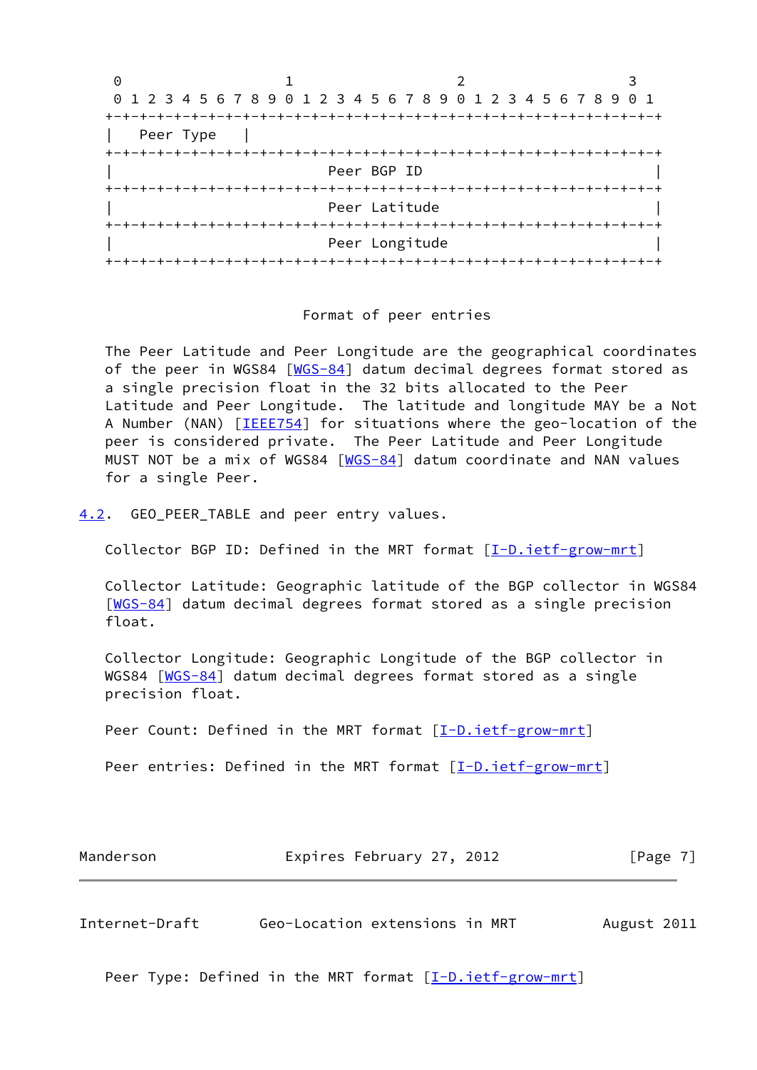```
 0                   1                   2                   3
 0 1 2 3 4 5 6 7 8 9 0 1 2 3 4 5 6 7 8 9 0 1 2 3 4 5 6 7 8 9 0 1
+-+-+-+-+-+-+-+-+-+-+-+-+-+-+-+-+-+-+-+-+-+-+-+-+-+-+-+-+-+-+-+-+
|   Peer Type   |
+-+-+-+-+-+-+-+-+-+-+-+-+-+-+-+-+-+-+-+-+-+-+-+-+-+-+-+-+-+-+-+-+
|                         Peer BGP ID                           |
+-+-+-+-+-+-+-+-+-+-+-+-+-+-+-+-+-+-+-+-+-+-+-+-+-+-+-+-+-+-+-+-+
|                         Peer Latitude                         |
+-+-+-+-+-+-+-+-+-+-+-+-+-+-+-+-+-+-+-+-+-+-+-+-+-+-+-+-+-+-+-+-+
|                         Peer Longitude                        |
+-+-+-+-+-+-+-+-+-+-+-+-+-+-+-+-+-+-+-+-+-+-+-+-+-+-+-+-+-+-+-+-+
```

Format of peer entries

The Peer Latitude and Peer Longitude are the geographical coordinates of the peer in WGS84 [WGS-84] datum decimal degrees format stored as a single precision float in the 32 bits allocated to the Peer Latitude and Peer Longitude. The latitude and longitude MAY be a Not A Number (NAN) [IEEE754] for situations where the geo-location of the peer is considered private. The Peer Latitude and Peer Longitude MUST NOT be a mix of WGS84 [WGS-84] datum coordinate and NAN values for a single Peer.

## 4.2. GEO_PEER_TABLE and peer entry values.

Collector BGP ID: Defined in the MRT format [I-D.ietf-grow-mrt]

Collector Latitude: Geographic latitude of the BGP collector in WGS84 [WGS-84] datum decimal degrees format stored as a single precision float.

Collector Longitude: Geographic Longitude of the BGP collector in WGS84 [WGS-84] datum decimal degrees format stored as a single precision float.

Peer Count: Defined in the MRT format [I-D.ietf-grow-mrt]

Peer entries: Defined in the MRT format [I-D.ietf-grow-mrt]

Peer Type: Defined in the MRT format [I-D.ietf-grow-mrt]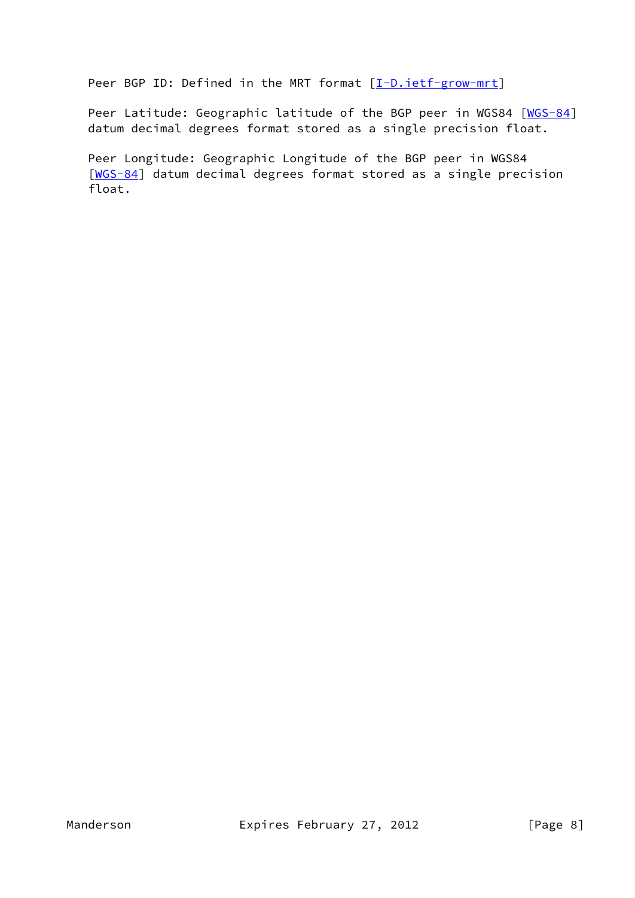Peer BGP ID: Defined in the MRT format [I-D.ietf-grow-mrt]

Peer Latitude: Geographic latitude of the BGP peer in WGS84 [WGS-84] datum decimal degrees format stored as a single precision float.

Peer Longitude: Geographic Longitude of the BGP peer in WGS84 [WGS-84] datum decimal degrees format stored as a single precision float.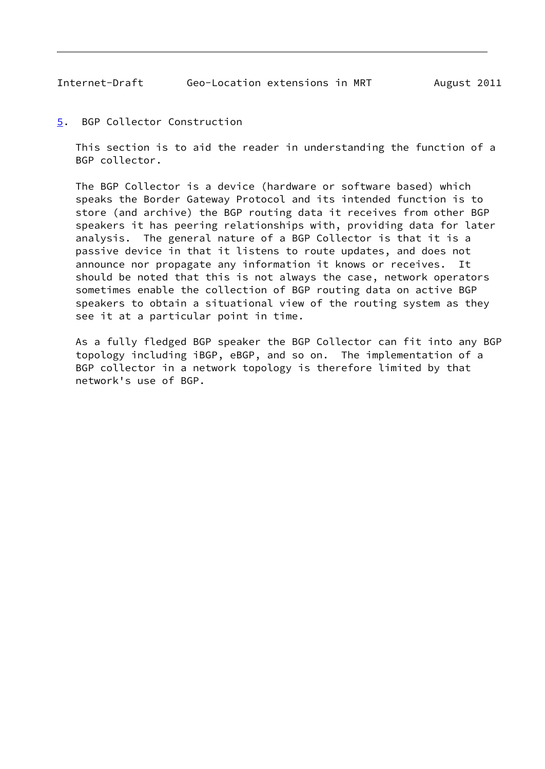## 5. BGP Collector Construction

This section is to aid the reader in understanding the function of a BGP collector.

The BGP Collector is a device (hardware or software based) which speaks the Border Gateway Protocol and its intended function is to store (and archive) the BGP routing data it receives from other BGP speakers it has peering relationships with, providing data for later analysis. The general nature of a BGP Collector is that it is a passive device in that it listens to route updates, and does not announce nor propagate any information it knows or receives. It should be noted that this is not always the case, network operators sometimes enable the collection of BGP routing data on active BGP speakers to obtain a situational view of the routing system as they see it at a particular point in time.

As a fully fledged BGP speaker the BGP Collector can fit into any BGP topology including iBGP, eBGP, and so on. The implementation of a BGP collector in a network topology is therefore limited by that network's use of BGP.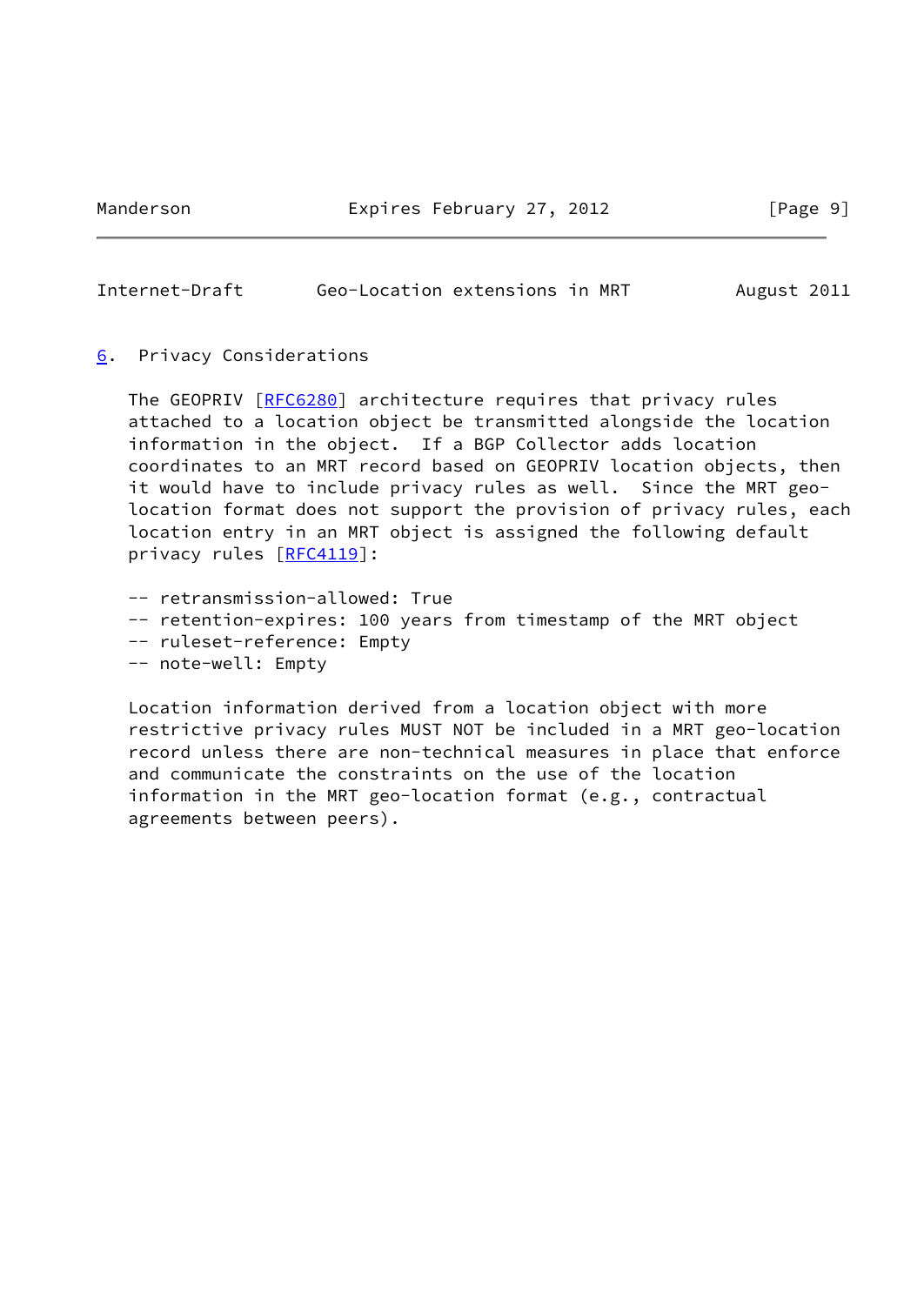## 6. Privacy Considerations

The GEOPRIV [RFC6280] architecture requires that privacy rules attached to a location object be transmitted alongside the location information in the object. If a BGP Collector adds location coordinates to an MRT record based on GEOPRIV location objects, then it would have to include privacy rules as well. Since the MRT geo-location format does not support the provision of privacy rules, each location entry in an MRT object is assigned the following default privacy rules [RFC4119]:

-- retransmission-allowed: True
-- retention-expires: 100 years from timestamp of the MRT object
-- ruleset-reference: Empty
-- note-well: Empty

Location information derived from a location object with more restrictive privacy rules MUST NOT be included in a MRT geo-location record unless there are non-technical measures in place that enforce and communicate the constraints on the use of the location information in the MRT geo-location format (e.g., contractual agreements between peers).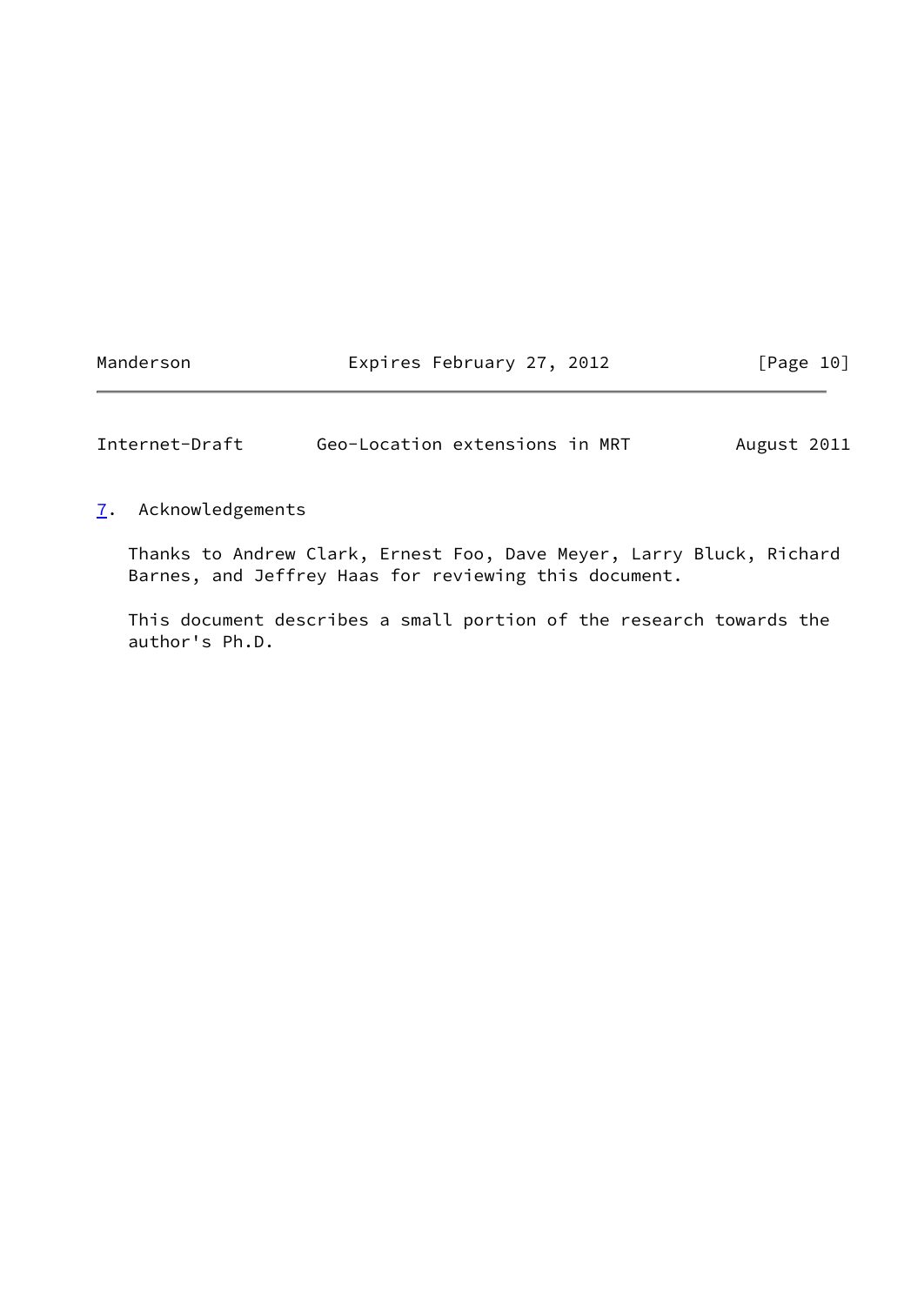## 7. Acknowledgements

Thanks to Andrew Clark, Ernest Foo, Dave Meyer, Larry Bluck, Richard Barnes, and Jeffrey Haas for reviewing this document.

This document describes a small portion of the research towards the author's Ph.D.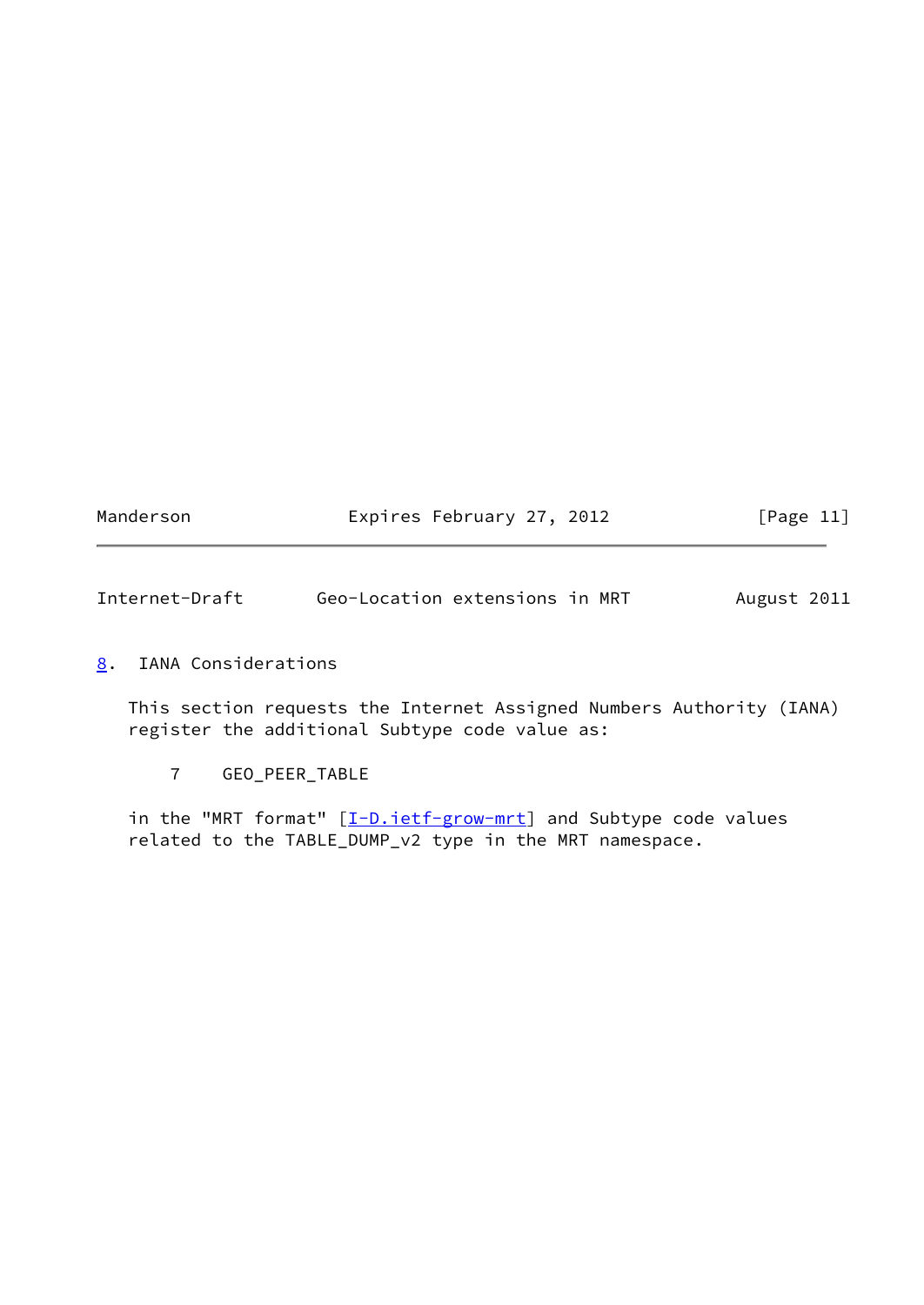## 8. IANA Considerations

This section requests the Internet Assigned Numbers Authority (IANA) register the additional Subtype code value as:

```
7    GEO_PEER_TABLE
```

in the "MRT format" [I-D.ietf-grow-mrt] and Subtype code values related to the TABLE_DUMP_v2 type in the MRT namespace.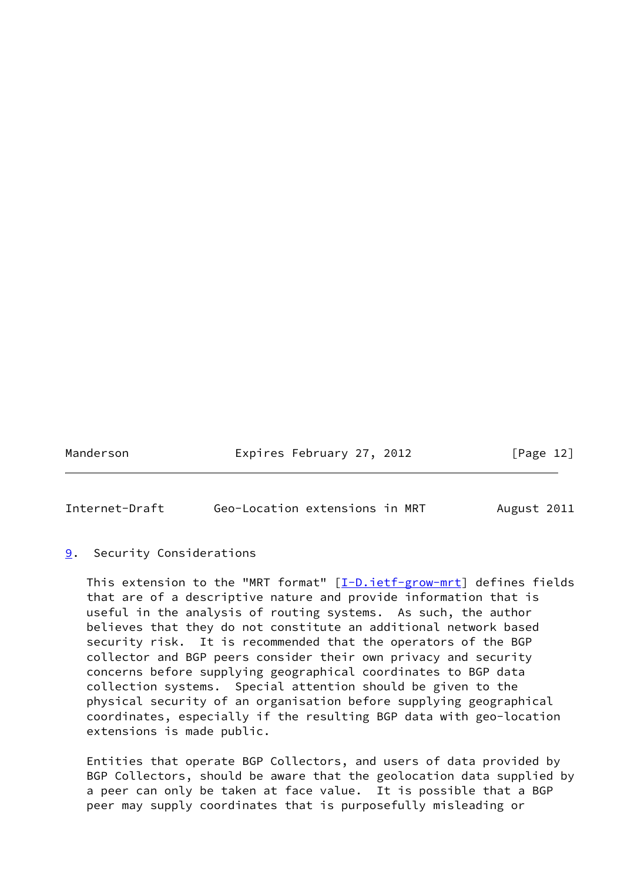## 9. Security Considerations

This extension to the "MRT format" [I-D.ietf-grow-mrt] defines fields that are of a descriptive nature and provide information that is useful in the analysis of routing systems. As such, the author believes that they do not constitute an additional network based security risk. It is recommended that the operators of the BGP collector and BGP peers consider their own privacy and security concerns before supplying geographical coordinates to BGP data collection systems. Special attention should be given to the physical security of an organisation before supplying geographical coordinates, especially if the resulting BGP data with geo-location extensions is made public.

Entities that operate BGP Collectors, and users of data provided by BGP Collectors, should be aware that the geolocation data supplied by a peer can only be taken at face value. It is possible that a BGP peer may supply coordinates that is purposefully misleading or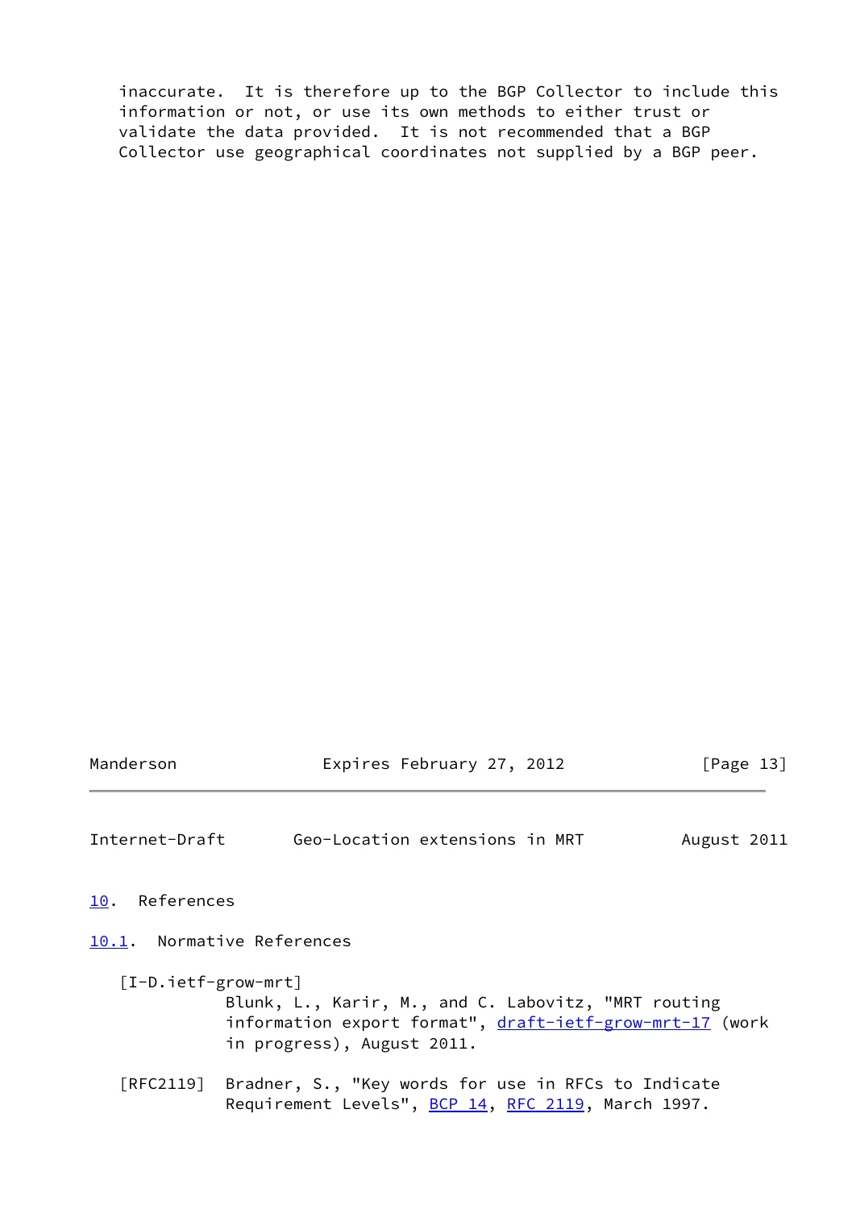inaccurate. It is therefore up to the BGP Collector to include this information or not, or use its own methods to either trust or validate the data provided. It is not recommended that a BGP Collector use geographical coordinates not supplied by a BGP peer.

# 10. References

## 10.1. Normative References

[I-D.ietf-grow-mrt]
Blunk, L., Karir, M., and C. Labovitz, "MRT routing information export format", draft-ietf-grow-mrt-17 (work in progress), August 2011.

[RFC2119] Bradner, S., "Key words for use in RFCs to Indicate Requirement Levels", BCP 14, RFC 2119, March 1997.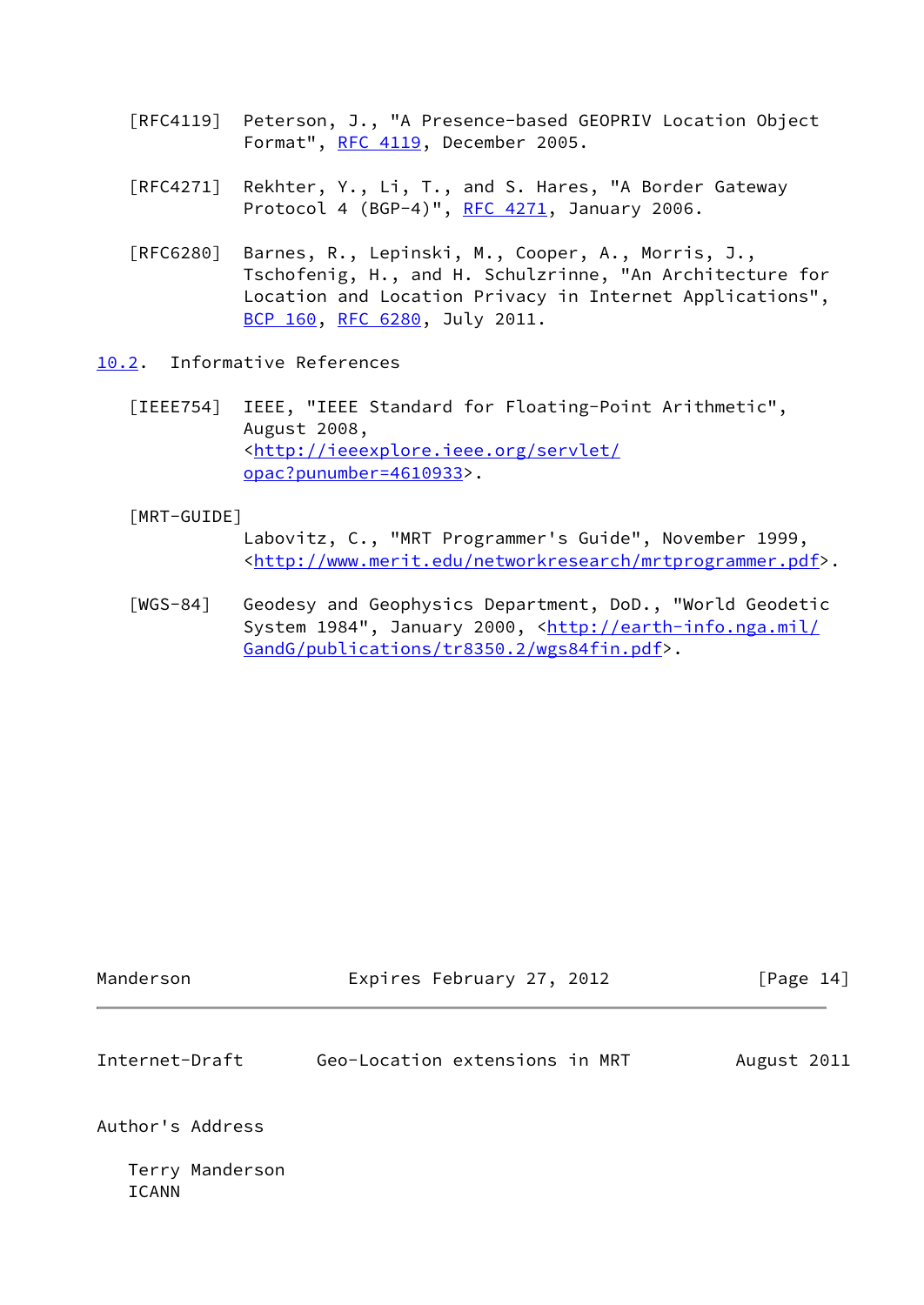[RFC4119] Peterson, J., "A Presence-based GEOPRIV Location Object Format", RFC 4119, December 2005.

[RFC4271] Rekhter, Y., Li, T., and S. Hares, "A Border Gateway Protocol 4 (BGP-4)", RFC 4271, January 2006.

[RFC6280] Barnes, R., Lepinski, M., Cooper, A., Morris, J., Tschofenig, H., and H. Schulzrinne, "An Architecture for Location and Location Privacy in Internet Applications", BCP 160, RFC 6280, July 2011.

### 10.2. Informative References

[IEEE754] IEEE, "IEEE Standard for Floating-Point Arithmetic", August 2008, <http://ieeexplore.ieee.org/servlet/opac?punumber=4610933>.

[MRT-GUIDE] Labovitz, C., "MRT Programmer's Guide", November 1999, <http://www.merit.edu/networkresearch/mrtprogrammer.pdf>.

[WGS-84] Geodesy and Geophysics Department, DoD., "World Geodetic System 1984", January 2000, <http://earth-info.nga.mil/GandG/publications/tr8350.2/wgs84fin.pdf>.

## Author's Address

Terry Manderson
ICANN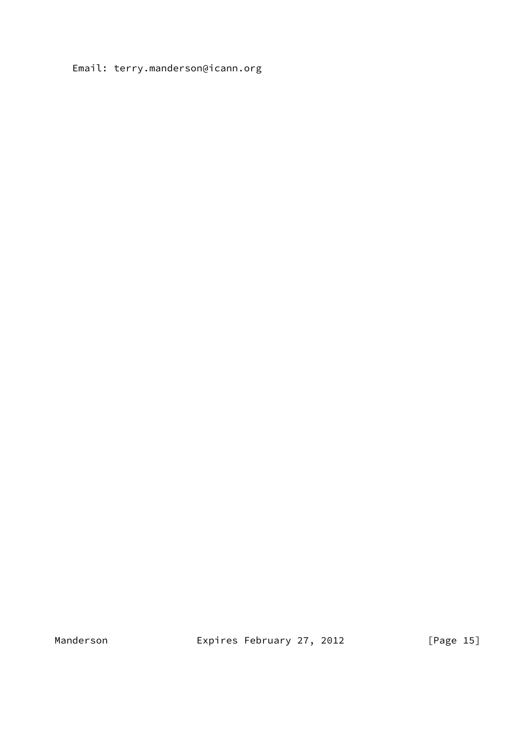Email: terry.manderson@icann.org